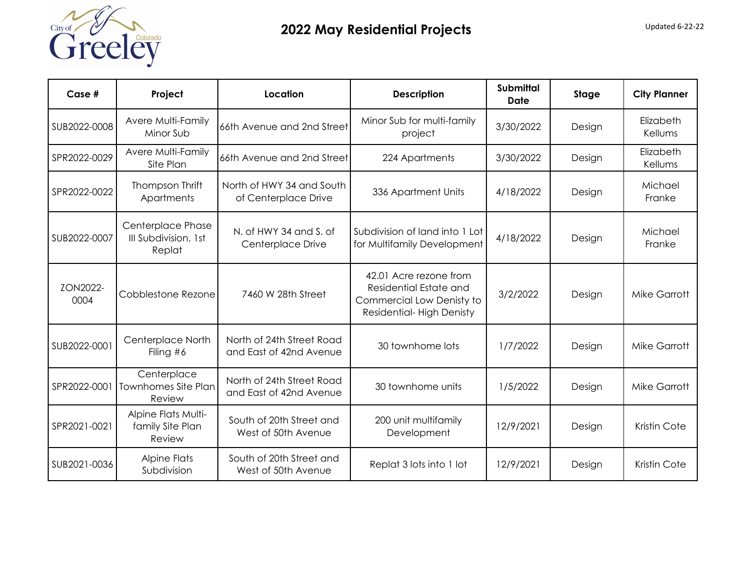# 2022 May Residential Projects

Updated 6-22-22

| Case # | Project | Location | Description | Submittal Date | Stage | City Planner |
|---|---|---|---|---|---|---|
| SUB2022-0008 | Avere Multi-Family Minor Sub | 66th Avenue and 2nd Street | Minor Sub for multi-family project | 3/30/2022 | Design | Elizabeth Kellums |
| SPR2022-0029 | Avere Multi-Family Site Plan | 66th Avenue and 2nd Street | 224 Apartments | 3/30/2022 | Design | Elizabeth Kellums |
| SPR2022-0022 | Thompson Thrift Apartments | North of HWY 34 and South of Centerplace Drive | 336 Apartment Units | 4/18/2022 | Design | Michael Franke |
| SUB2022-0007 | Centerplace Phase III Subdivision, 1st Replat | N. of HWY 34 and S. of Centerplace Drive | Subdivision of land into 1 Lot for Multifamily Development | 4/18/2022 | Design | Michael Franke |
| ZON2022-0004 | Cobblestone Rezone | 7460 W 28th Street | 42.01 Acre rezone from Residential Estate and Commercial Low Denisty to Residential- High Denisty | 3/2/2022 | Design | Mike Garrott |
| SUB2022-0001 | Centerplace North Filing #6 | North of 24th Street Road and East of 42nd Avenue | 30 townhome lots | 1/7/2022 | Design | Mike Garrott |
| SPR2022-0001 | Centerplace Townhomes Site Plan Review | North of 24th Street Road and East of 42nd Avenue | 30 townhome units | 1/5/2022 | Design | Mike Garrott |
| SPR2021-0021 | Alpine Flats Multi-family Site Plan Review | South of 20th Street and West of 50th Avenue | 200 unit multifamily Development | 12/9/2021 | Design | Kristin Cote |
| SUB2021-0036 | Alpine Flats Subdivision | South of 20th Street and West of 50th Avenue | Replat 3 lots into 1 lot | 12/9/2021 | Design | Kristin Cote |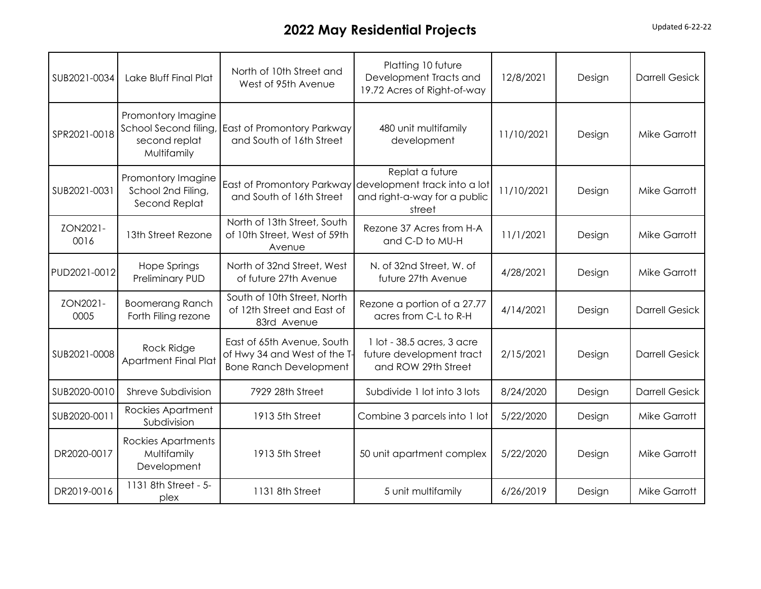# 2022 May Residential Projects

Updated 6-22-22

| | | | | | | |
|---|---|---|---|---|---|---|
| SUB2021-0034 | Lake Bluff Final Plat | North of 10th Street and West of 95th Avenue | Platting 10 future Development Tracts and 19.72 Acres of Right-of-way | 12/8/2021 | Design | Darrell Gesick |
| SPR2021-0018 | Promontory Imagine School Second filing, second replat Multifamily | East of Promontory Parkway and South of 16th Street | 480 unit multifamily development | 11/10/2021 | Design | Mike Garrott |
| SUB2021-0031 | Promontory Imagine School 2nd Filing, Second Replat | East of Promontory Parkway and South of 16th Street | Replat a future development track into a lot and right-a-way for a public street | 11/10/2021 | Design | Mike Garrott |
| ZON2021-0016 | 13th Street Rezone | North of 13th Street, South of 10th Street, West of 59th Avenue | Rezone 37 Acres from H-A and C-D to MU-H | 11/1/2021 | Design | Mike Garrott |
| PUD2021-0012 | Hope Springs Preliminary PUD | North of 32nd Street, West of future 27th Avenue | N. of 32nd Street, W. of future 27th Avenue | 4/28/2021 | Design | Mike Garrott |
| ZON2021-0005 | Boomerang Ranch Forth Filing rezone | South of 10th Street, North of 12th Street and East of 83rd Avenue | Rezone a portion of a 27.77 acres from C-L to R-H | 4/14/2021 | Design | Darrell Gesick |
| SUB2021-0008 | Rock Ridge Apartment Final Plat | East of 65th Avenue, South of Hwy 34 and West of the T-Bone Ranch Development | 1 lot - 38.5 acres, 3 acre future development tract and ROW 29th Street | 2/15/2021 | Design | Darrell Gesick |
| SUB2020-0010 | Shreve Subdivision | 7929 28th Street | Subdivide 1 lot into 3 lots | 8/24/2020 | Design | Darrell Gesick |
| SUB2020-0011 | Rockies Apartment Subdivision | 1913 5th Street | Combine 3 parcels into 1 lot | 5/22/2020 | Design | Mike Garrott |
| DR2020-0017 | Rockies Apartments Multifamily Development | 1913 5th Street | 50 unit apartment complex | 5/22/2020 | Design | Mike Garrott |
| DR2019-0016 | 1131 8th Street - 5-plex | 1131 8th Street | 5 unit multifamily | 6/26/2019 | Design | Mike Garrott |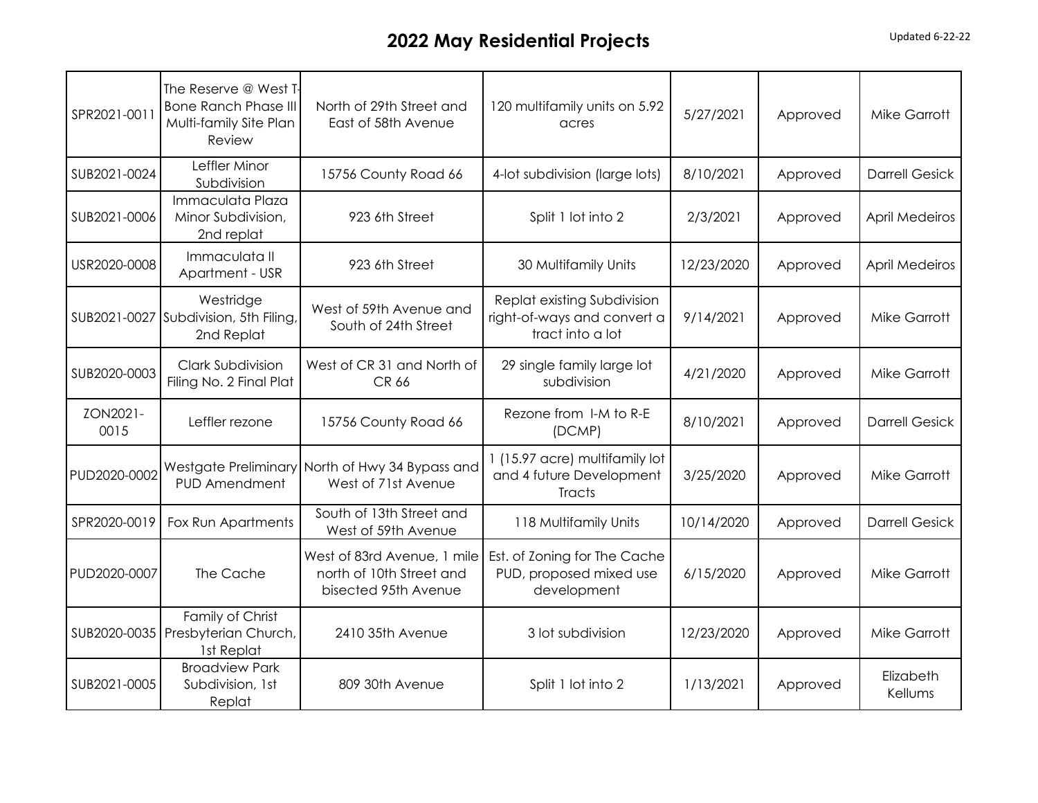# 2022 May Residential Projects

Updated 6-22-22

| | | | | | | |
|---|---|---|---|---|---|---|
| SPR2021-0011 | The Reserve @ West T-Bone Ranch Phase III Multi-family Site Plan Review | North of 29th Street and East of 58th Avenue | 120 multifamily units on 5.92 acres | 5/27/2021 | Approved | Mike Garrott |
| SUB2021-0024 | Leffler Minor Subdivision | 15756 County Road 66 | 4-lot subdivision (large lots) | 8/10/2021 | Approved | Darrell Gesick |
| SUB2021-0006 | Immaculata Plaza Minor Subdivision, 2nd replat | 923 6th Street | Split 1 lot into 2 | 2/3/2021 | Approved | April Medeiros |
| USR2020-0008 | Immaculata II Apartment - USR | 923 6th Street | 30 Multifamily Units | 12/23/2020 | Approved | April Medeiros |
| SUB2021-0027 | Westridge Subdivision, 5th Filing, 2nd Replat | West of 59th Avenue and South of 24th Street | Replat existing Subdivision right-of-ways and convert a tract into a lot | 9/14/2021 | Approved | Mike Garrott |
| SUB2020-0003 | Clark Subdivision Filing No. 2 Final Plat | West of CR 31 and North of CR 66 | 29 single family large lot subdivision | 4/21/2020 | Approved | Mike Garrott |
| ZON2021-0015 | Leffler rezone | 15756 County Road 66 | Rezone from I-M to R-E (DCMP) | 8/10/2021 | Approved | Darrell Gesick |
| PUD2020-0002 | Westgate Preliminary PUD Amendment | North of Hwy 34 Bypass and West of 71st Avenue | 1 (15.97 acre) multifamily lot and 4 future Development Tracts | 3/25/2020 | Approved | Mike Garrott |
| SPR2020-0019 | Fox Run Apartments | South of 13th Street and West of 59th Avenue | 118 Multifamily Units | 10/14/2020 | Approved | Darrell Gesick |
| PUD2020-0007 | The Cache | West of 83rd Avenue, 1 mile north of 10th Street and bisected 95th Avenue | Est. of Zoning for The Cache PUD, proposed mixed use development | 6/15/2020 | Approved | Mike Garrott |
| SUB2020-0035 | Family of Christ Presbyterian Church, 1st Replat | 2410 35th Avenue | 3 lot subdivision | 12/23/2020 | Approved | Mike Garrott |
| SUB2021-0005 | Broadview Park Subdivision, 1st Replat | 809 30th Avenue | Split 1 lot into 2 | 1/13/2021 | Approved | Elizabeth Kellums |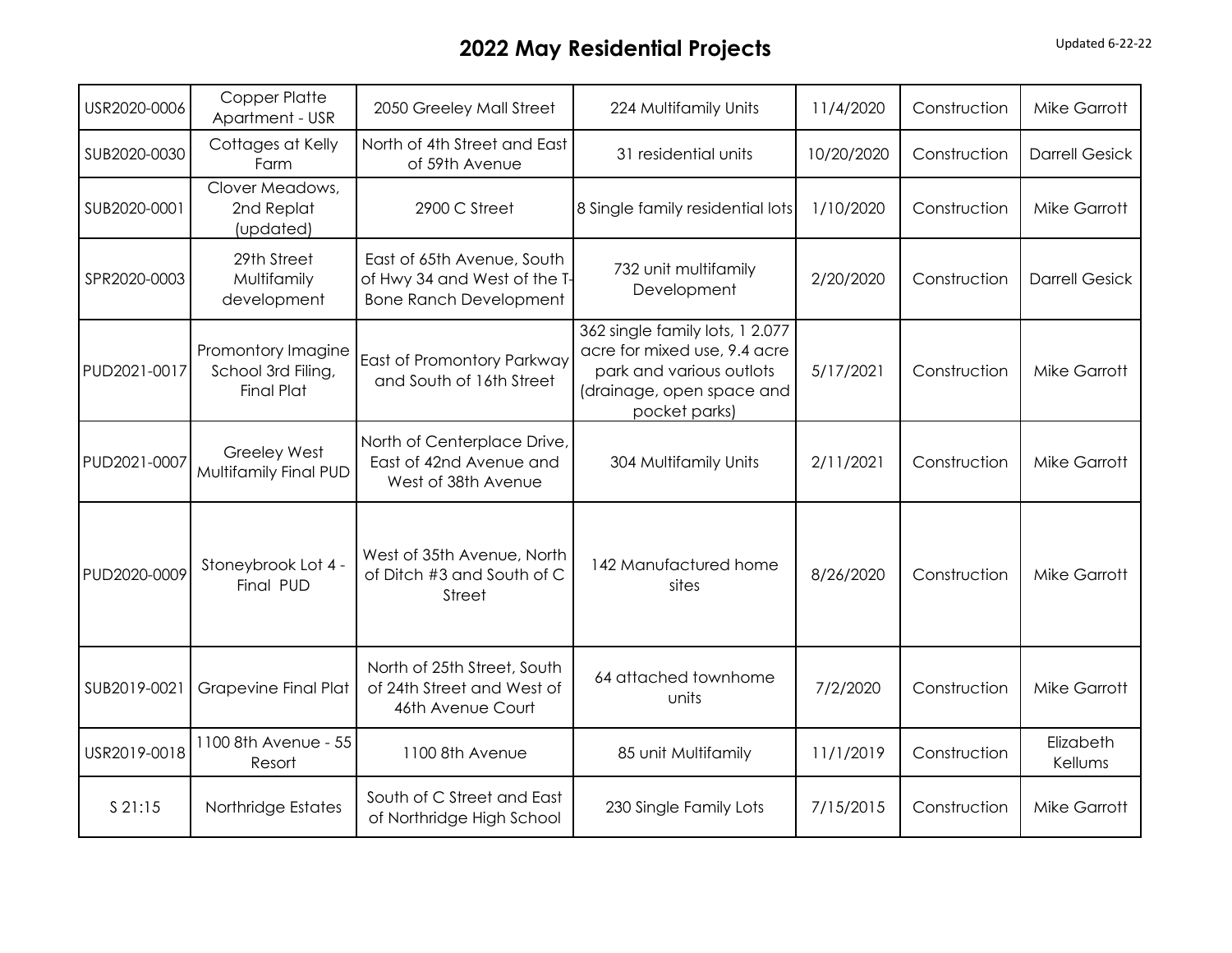# 2022 May Residential Projects

Updated 6-22-22

| | | | | | | |
|---|---|---|---|---|---|---|
| USR2020-0006 | Copper Platte Apartment - USR | 2050 Greeley Mall Street | 224 Multifamily Units | 11/4/2020 | Construction | Mike Garrott |
| SUB2020-0030 | Cottages at Kelly Farm | North of 4th Street and East of 59th Avenue | 31 residential units | 10/20/2020 | Construction | Darrell Gesick |
| SUB2020-0001 | Clover Meadows, 2nd Replat (updated) | 2900 C Street | 8 Single family residential lots | 1/10/2020 | Construction | Mike Garrott |
| SPR2020-0003 | 29th Street Multifamily development | East of 65th Avenue, South of Hwy 34 and West of the T-Bone Ranch Development | 732 unit multifamily Development | 2/20/2020 | Construction | Darrell Gesick |
| PUD2021-0017 | Promontory Imagine School 3rd Filing, Final Plat | East of Promontory Parkway and South of 16th Street | 362 single family lots, 1 2.077 acre for mixed use, 9.4 acre park and various outlots (drainage, open space and pocket parks) | 5/17/2021 | Construction | Mike Garrott |
| PUD2021-0007 | Greeley West Multifamily Final PUD | North of Centerplace Drive, East of 42nd Avenue and West of 38th Avenue | 304 Multifamily Units | 2/11/2021 | Construction | Mike Garrott |
| PUD2020-0009 | Stoneybrook Lot 4 - Final PUD | West of 35th Avenue, North of Ditch #3 and South of C Street | 142 Manufactured home sites | 8/26/2020 | Construction | Mike Garrott |
| SUB2019-0021 | Grapevine Final Plat | North of 25th Street, South of 24th Street and West of 46th Avenue Court | 64 attached townhome units | 7/2/2020 | Construction | Mike Garrott |
| USR2019-0018 | 1100 8th Avenue - 55 Resort | 1100 8th Avenue | 85 unit Multifamily | 11/1/2019 | Construction | Elizabeth Kellums |
| S 21:15 | Northridge Estates | South of C Street and East of Northridge High School | 230 Single Family Lots | 7/15/2015 | Construction | Mike Garrott |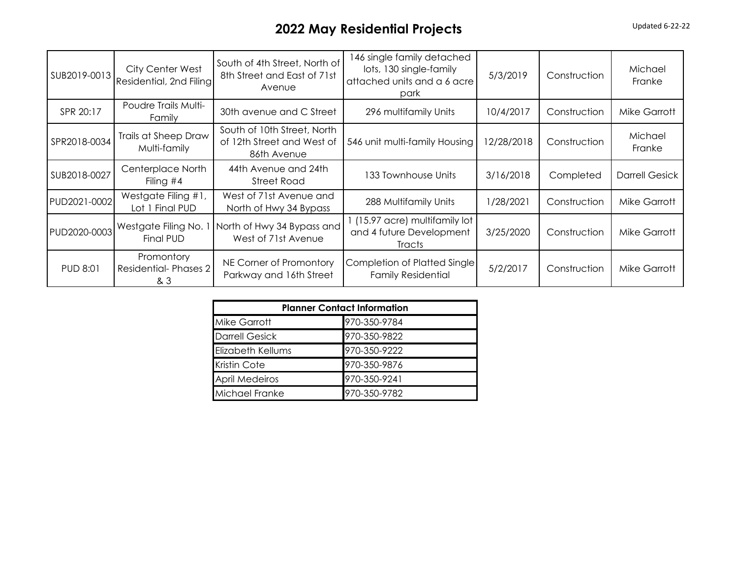# 2022 May Residential Projects

Updated 6-22-22

| | | | | | | |
|---|---|---|---|---|---|---|
| SUB2019-0013 | City Center West Residential, 2nd Filing | South of 4th Street, North of 8th Street and East of 71st Avenue | 146 single family detached lots, 130 single-family attached units and a 6 acre park | 5/3/2019 | Construction | Michael Franke |
| SPR 20:17 | Poudre Trails Multi-Family | 30th avenue and C Street | 296 multifamily Units | 10/4/2017 | Construction | Mike Garrott |
| SPR2018-0034 | Trails at Sheep Draw Multi-family | South of 10th Street, North of 12th Street and West of 86th Avenue | 546 unit multi-family Housing | 12/28/2018 | Construction | Michael Franke |
| SUB2018-0027 | Centerplace North Filing #4 | 44th Avenue and 24th Street Road | 133 Townhouse Units | 3/16/2018 | Completed | Darrell Gesick |
| PUD2021-0002 | Westgate Filing #1, Lot 1 Final PUD | West of 71st Avenue and North of Hwy 34 Bypass | 288 Multifamily Units | 1/28/2021 | Construction | Mike Garrott |
| PUD2020-0003 | Westgate Filing No. 1 Final PUD | North of Hwy 34 Bypass and West of 71st Avenue | 1 (15.97 acre) multifamily lot and 4 future Development Tracts | 3/25/2020 | Construction | Mike Garrott |
| PUD 8:01 | Promontory Residential- Phases 2 & 3 | NE Corner of Promontory Parkway and 16th Street | Completion of Platted Single Family Residential | 5/2/2017 | Construction | Mike Garrott |

| Planner Contact Information | |
|---|---|
| Mike Garrott | 970-350-9784 |
| Darrell Gesick | 970-350-9822 |
| Elizabeth Kellums | 970-350-9222 |
| Kristin Cote | 970-350-9876 |
| April Medeiros | 970-350-9241 |
| Michael Franke | 970-350-9782 |